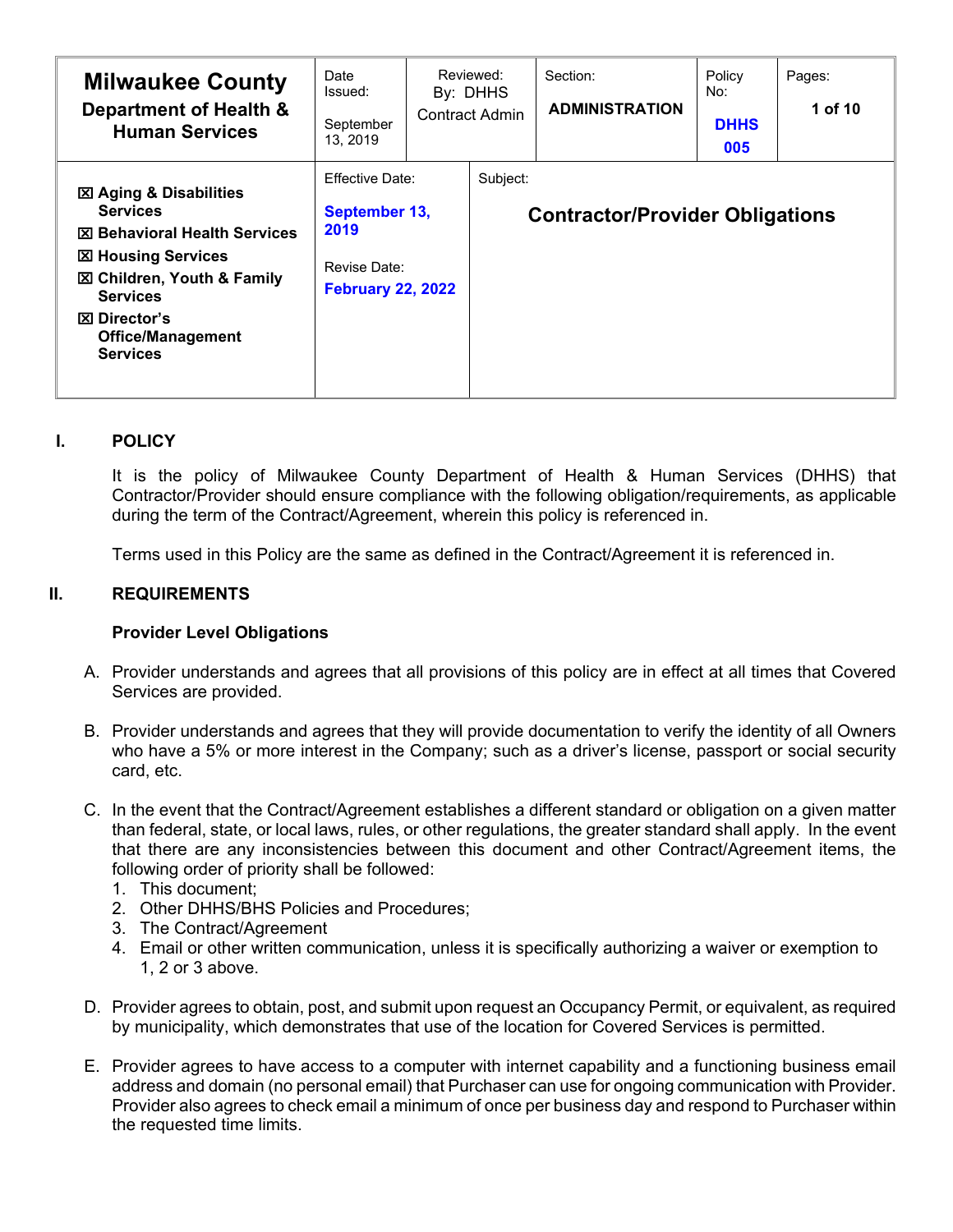| Milwaukee County<br>Department of Health & Human Services | Date Issued:<br>September 13, 2019 | Reviewed: By: DHHS Contract Admin | Section:<br>**ADMINISTRATION** | Policy No:<br>**DHHS 005** | Pages:<br>**1 of 10** |
|---|---|---|---|---|---|
| ☒ **Aging & Disabilities Services**<br>☒ **Behavioral Health Services**<br>☒ **Housing Services**<br>☒ **Children, Youth & Family Services**<br>☒ **Director's Office/Management Services** | Effective Date:<br>**September 13, 2019**<br>Revise Date:<br>**February 22, 2022** | Subject:<br>**Contractor/Provider Obligations** | | | |

## I. POLICY

It is the policy of Milwaukee County Department of Health & Human Services (DHHS) that Contractor/Provider should ensure compliance with the following obligation/requirements, as applicable during the term of the Contract/Agreement, wherein this policy is referenced in.

Terms used in this Policy are the same as defined in the Contract/Agreement it is referenced in.

## II. REQUIREMENTS

### Provider Level Obligations

A. Provider understands and agrees that all provisions of this policy are in effect at all times that Covered Services are provided.

B. Provider understands and agrees that they will provide documentation to verify the identity of all Owners who have a 5% or more interest in the Company; such as a driver's license, passport or social security card, etc.

C. In the event that the Contract/Agreement establishes a different standard or obligation on a given matter than federal, state, or local laws, rules, or other regulations, the greater standard shall apply. In the event that there are any inconsistencies between this document and other Contract/Agreement items, the following order of priority shall be followed:
   1. This document;
   2. Other DHHS/BHS Policies and Procedures;
   3. The Contract/Agreement
   4. Email or other written communication, unless it is specifically authorizing a waiver or exemption to 1, 2 or 3 above.

D. Provider agrees to obtain, post, and submit upon request an Occupancy Permit, or equivalent, as required by municipality, which demonstrates that use of the location for Covered Services is permitted.

E. Provider agrees to have access to a computer with internet capability and a functioning business email address and domain (no personal email) that Purchaser can use for ongoing communication with Provider. Provider also agrees to check email a minimum of once per business day and respond to Purchaser within the requested time limits.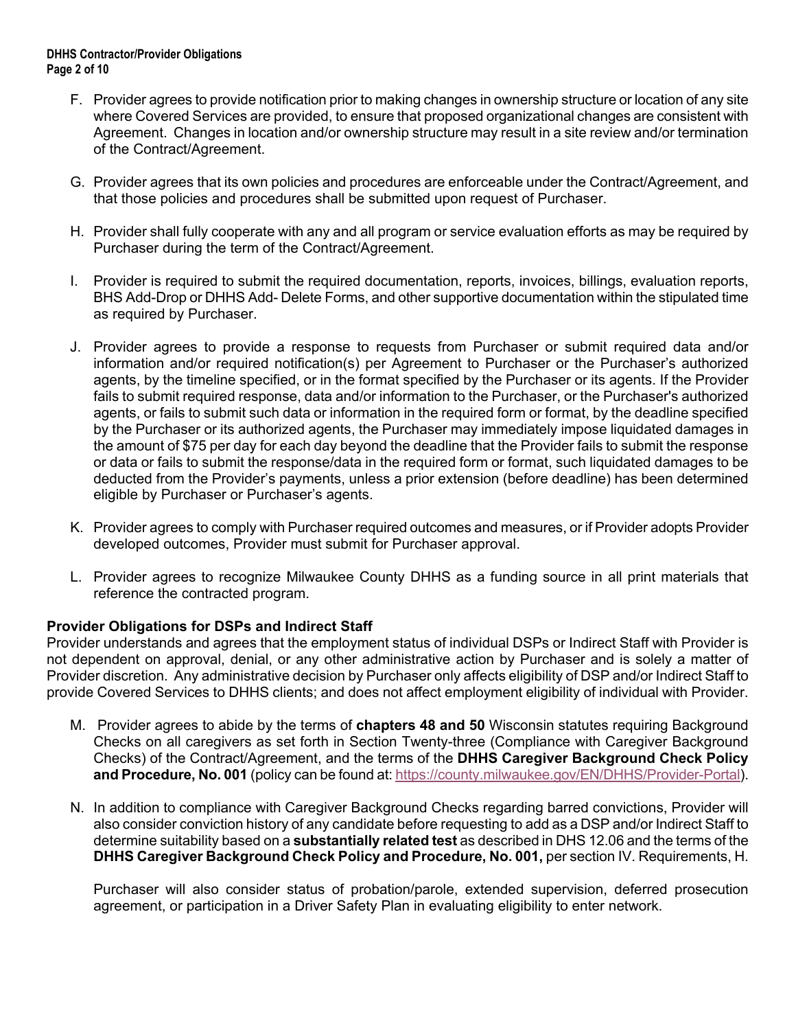F. Provider agrees to provide notification prior to making changes in ownership structure or location of any site where Covered Services are provided, to ensure that proposed organizational changes are consistent with Agreement. Changes in location and/or ownership structure may result in a site review and/or termination of the Contract/Agreement.

G. Provider agrees that its own policies and procedures are enforceable under the Contract/Agreement, and that those policies and procedures shall be submitted upon request of Purchaser.

H. Provider shall fully cooperate with any and all program or service evaluation efforts as may be required by Purchaser during the term of the Contract/Agreement.

I. Provider is required to submit the required documentation, reports, invoices, billings, evaluation reports, BHS Add-Drop or DHHS Add- Delete Forms, and other supportive documentation within the stipulated time as required by Purchaser.

J. Provider agrees to provide a response to requests from Purchaser or submit required data and/or information and/or required notification(s) per Agreement to Purchaser or the Purchaser's authorized agents, by the timeline specified, or in the format specified by the Purchaser or its agents. If the Provider fails to submit required response, data and/or information to the Purchaser, or the Purchaser's authorized agents, or fails to submit such data or information in the required form or format, by the deadline specified by the Purchaser or its authorized agents, the Purchaser may immediately impose liquidated damages in the amount of $75 per day for each day beyond the deadline that the Provider fails to submit the response or data or fails to submit the response/data in the required form or format, such liquidated damages to be deducted from the Provider's payments, unless a prior extension (before deadline) has been determined eligible by Purchaser or Purchaser's agents.

K. Provider agrees to comply with Purchaser required outcomes and measures, or if Provider adopts Provider developed outcomes, Provider must submit for Purchaser approval.

L. Provider agrees to recognize Milwaukee County DHHS as a funding source in all print materials that reference the contracted program.

**Provider Obligations for DSPs and Indirect Staff**

Provider understands and agrees that the employment status of individual DSPs or Indirect Staff with Provider is not dependent on approval, denial, or any other administrative action by Purchaser and is solely a matter of Provider discretion. Any administrative decision by Purchaser only affects eligibility of DSP and/or Indirect Staff to provide Covered Services to DHHS clients; and does not affect employment eligibility of individual with Provider.

M. Provider agrees to abide by the terms of **chapters 48 and 50** Wisconsin statutes requiring Background Checks on all caregivers as set forth in Section Twenty-three (Compliance with Caregiver Background Checks) of the Contract/Agreement, and the terms of the **DHHS Caregiver Background Check Policy and Procedure, No. 001** (policy can be found at: https://county.milwaukee.gov/EN/DHHS/Provider-Portal).

N. In addition to compliance with Caregiver Background Checks regarding barred convictions, Provider will also consider conviction history of any candidate before requesting to add as a DSP and/or Indirect Staff to determine suitability based on a **substantially related test** as described in DHS 12.06 and the terms of the **DHHS Caregiver Background Check Policy and Procedure, No. 001,** per section IV. Requirements, H.

   Purchaser will also consider status of probation/parole, extended supervision, deferred prosecution agreement, or participation in a Driver Safety Plan in evaluating eligibility to enter network.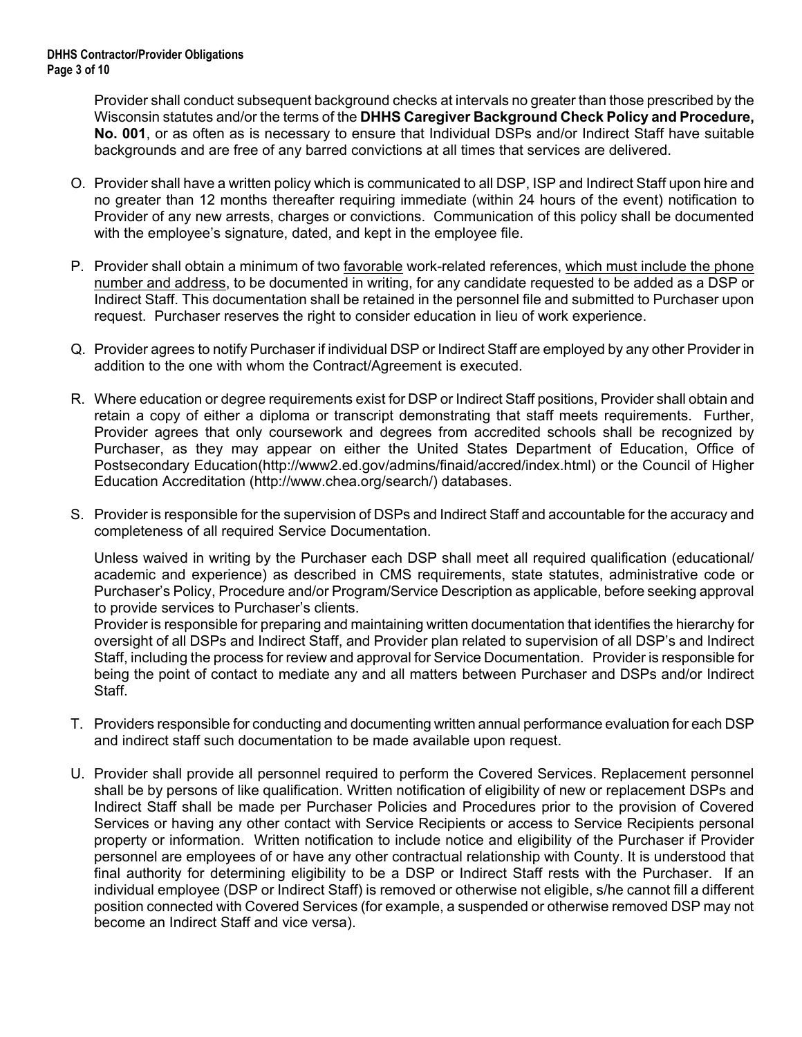Provider shall conduct subsequent background checks at intervals no greater than those prescribed by the Wisconsin statutes and/or the terms of the **DHHS Caregiver Background Check Policy and Procedure, No. 001**, or as often as is necessary to ensure that Individual DSPs and/or Indirect Staff have suitable backgrounds and are free of any barred convictions at all times that services are delivered.

O. Provider shall have a written policy which is communicated to all DSP, ISP and Indirect Staff upon hire and no greater than 12 months thereafter requiring immediate (within 24 hours of the event) notification to Provider of any new arrests, charges or convictions. Communication of this policy shall be documented with the employee's signature, dated, and kept in the employee file.

P. Provider shall obtain a minimum of two <u>favorable</u> work-related references, <u>which must include the phone number and address</u>, to be documented in writing, for any candidate requested to be added as a DSP or Indirect Staff. This documentation shall be retained in the personnel file and submitted to Purchaser upon request. Purchaser reserves the right to consider education in lieu of work experience.

Q. Provider agrees to notify Purchaser if individual DSP or Indirect Staff are employed by any other Provider in addition to the one with whom the Contract/Agreement is executed.

R. Where education or degree requirements exist for DSP or Indirect Staff positions, Provider shall obtain and retain a copy of either a diploma or transcript demonstrating that staff meets requirements. Further, Provider agrees that only coursework and degrees from accredited schools shall be recognized by Purchaser, as they may appear on either the United States Department of Education, Office of Postsecondary Education(http://www2.ed.gov/admins/finaid/accred/index.html) or the Council of Higher Education Accreditation (http://www.chea.org/search/) databases.

S. Provider is responsible for the supervision of DSPs and Indirect Staff and accountable for the accuracy and completeness of all required Service Documentation.

   Unless waived in writing by the Purchaser each DSP shall meet all required qualification (educational/ academic and experience) as described in CMS requirements, state statutes, administrative code or Purchaser's Policy, Procedure and/or Program/Service Description as applicable, before seeking approval to provide services to Purchaser's clients.

   Provider is responsible for preparing and maintaining written documentation that identifies the hierarchy for oversight of all DSPs and Indirect Staff, and Provider plan related to supervision of all DSP's and Indirect Staff, including the process for review and approval for Service Documentation. Provider is responsible for being the point of contact to mediate any and all matters between Purchaser and DSPs and/or Indirect Staff.

T. Providers responsible for conducting and documenting written annual performance evaluation for each DSP and indirect staff such documentation to be made available upon request.

U. Provider shall provide all personnel required to perform the Covered Services. Replacement personnel shall be by persons of like qualification. Written notification of eligibility of new or replacement DSPs and Indirect Staff shall be made per Purchaser Policies and Procedures prior to the provision of Covered Services or having any other contact with Service Recipients or access to Service Recipients personal property or information. Written notification to include notice and eligibility of the Purchaser if Provider personnel are employees of or have any other contractual relationship with County. It is understood that final authority for determining eligibility to be a DSP or Indirect Staff rests with the Purchaser. If an individual employee (DSP or Indirect Staff) is removed or otherwise not eligible, s/he cannot fill a different position connected with Covered Services (for example, a suspended or otherwise removed DSP may not become an Indirect Staff and vice versa).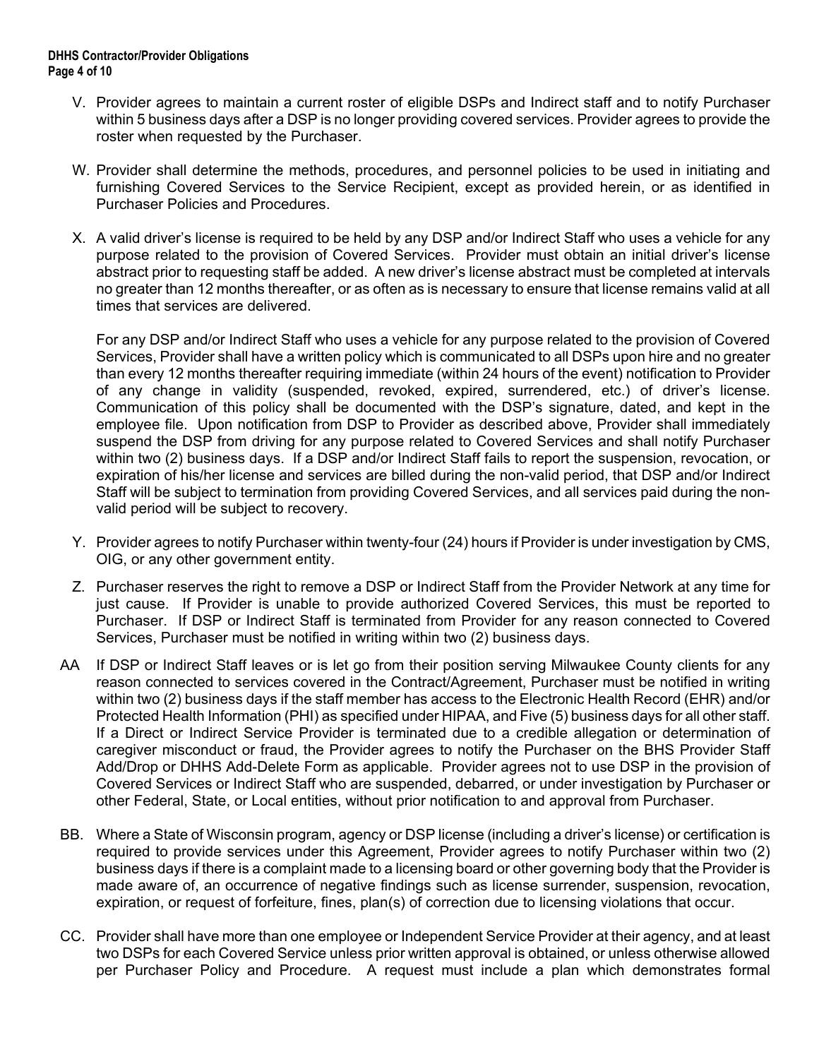V. Provider agrees to maintain a current roster of eligible DSPs and Indirect staff and to notify Purchaser within 5 business days after a DSP is no longer providing covered services. Provider agrees to provide the roster when requested by the Purchaser.

W. Provider shall determine the methods, procedures, and personnel policies to be used in initiating and furnishing Covered Services to the Service Recipient, except as provided herein, or as identified in Purchaser Policies and Procedures.

X. A valid driver's license is required to be held by any DSP and/or Indirect Staff who uses a vehicle for any purpose related to the provision of Covered Services. Provider must obtain an initial driver's license abstract prior to requesting staff be added. A new driver's license abstract must be completed at intervals no greater than 12 months thereafter, or as often as is necessary to ensure that license remains valid at all times that services are delivered.

For any DSP and/or Indirect Staff who uses a vehicle for any purpose related to the provision of Covered Services, Provider shall have a written policy which is communicated to all DSPs upon hire and no greater than every 12 months thereafter requiring immediate (within 24 hours of the event) notification to Provider of any change in validity (suspended, revoked, expired, surrendered, etc.) of driver's license. Communication of this policy shall be documented with the DSP's signature, dated, and kept in the employee file. Upon notification from DSP to Provider as described above, Provider shall immediately suspend the DSP from driving for any purpose related to Covered Services and shall notify Purchaser within two (2) business days. If a DSP and/or Indirect Staff fails to report the suspension, revocation, or expiration of his/her license and services are billed during the non-valid period, that DSP and/or Indirect Staff will be subject to termination from providing Covered Services, and all services paid during the non-valid period will be subject to recovery.

Y. Provider agrees to notify Purchaser within twenty-four (24) hours if Provider is under investigation by CMS, OIG, or any other government entity.

Z. Purchaser reserves the right to remove a DSP or Indirect Staff from the Provider Network at any time for just cause. If Provider is unable to provide authorized Covered Services, this must be reported to Purchaser. If DSP or Indirect Staff is terminated from Provider for any reason connected to Covered Services, Purchaser must be notified in writing within two (2) business days.

AA If DSP or Indirect Staff leaves or is let go from their position serving Milwaukee County clients for any reason connected to services covered in the Contract/Agreement, Purchaser must be notified in writing within two (2) business days if the staff member has access to the Electronic Health Record (EHR) and/or Protected Health Information (PHI) as specified under HIPAA, and Five (5) business days for all other staff. If a Direct or Indirect Service Provider is terminated due to a credible allegation or determination of caregiver misconduct or fraud, the Provider agrees to notify the Purchaser on the BHS Provider Staff Add/Drop or DHHS Add-Delete Form as applicable. Provider agrees not to use DSP in the provision of Covered Services or Indirect Staff who are suspended, debarred, or under investigation by Purchaser or other Federal, State, or Local entities, without prior notification to and approval from Purchaser.

BB. Where a State of Wisconsin program, agency or DSP license (including a driver's license) or certification is required to provide services under this Agreement, Provider agrees to notify Purchaser within two (2) business days if there is a complaint made to a licensing board or other governing body that the Provider is made aware of, an occurrence of negative findings such as license surrender, suspension, revocation, expiration, or request of forfeiture, fines, plan(s) of correction due to licensing violations that occur.

CC. Provider shall have more than one employee or Independent Service Provider at their agency, and at least two DSPs for each Covered Service unless prior written approval is obtained, or unless otherwise allowed per Purchaser Policy and Procedure. A request must include a plan which demonstrates formal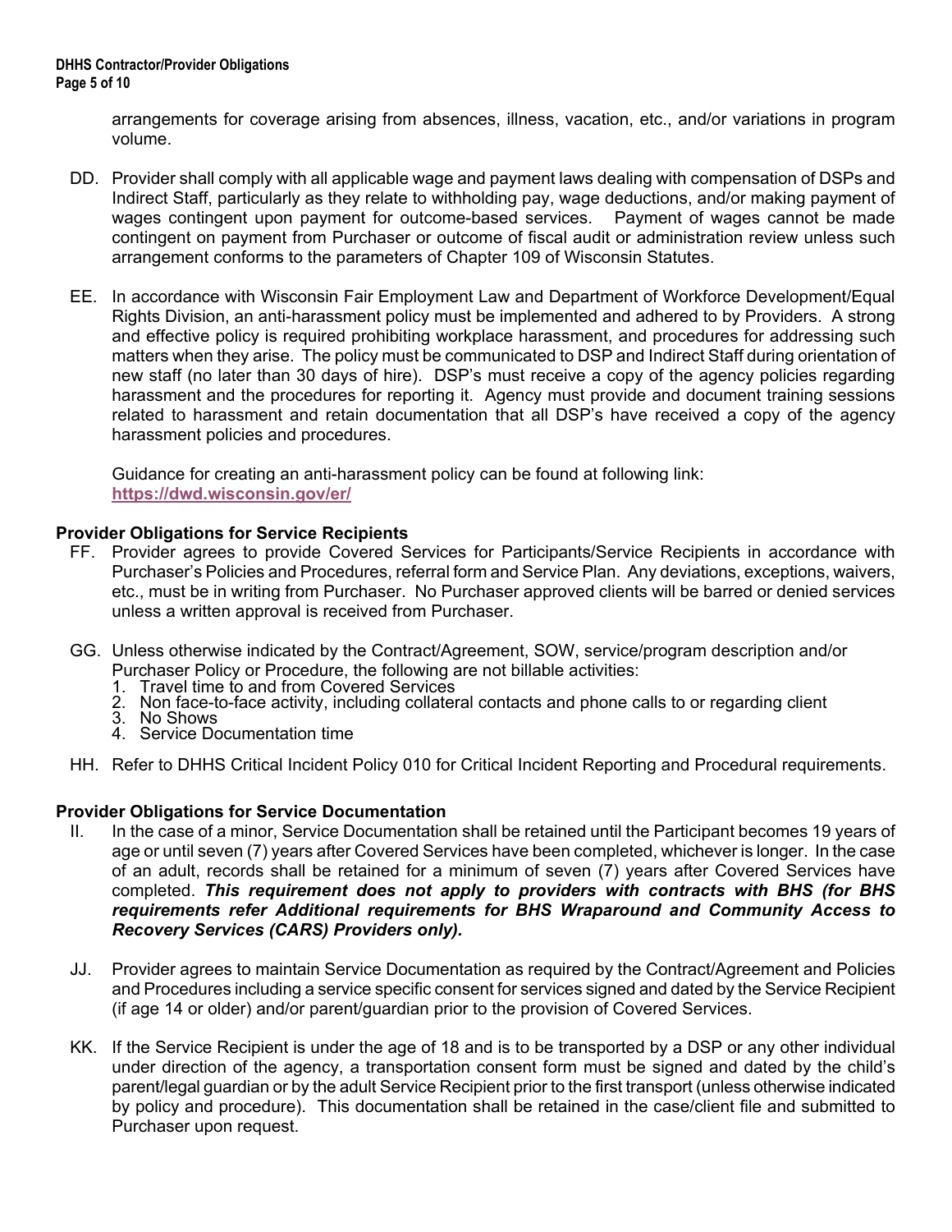arrangements for coverage arising from absences, illness, vacation, etc., and/or variations in program volume.

DD. Provider shall comply with all applicable wage and payment laws dealing with compensation of DSPs and Indirect Staff, particularly as they relate to withholding pay, wage deductions, and/or making payment of wages contingent upon payment for outcome-based services. Payment of wages cannot be made contingent on payment from Purchaser or outcome of fiscal audit or administration review unless such arrangement conforms to the parameters of Chapter 109 of Wisconsin Statutes.

EE. In accordance with Wisconsin Fair Employment Law and Department of Workforce Development/Equal Rights Division, an anti-harassment policy must be implemented and adhered to by Providers. A strong and effective policy is required prohibiting workplace harassment, and procedures for addressing such matters when they arise. The policy must be communicated to DSP and Indirect Staff during orientation of new staff (no later than 30 days of hire). DSP's must receive a copy of the agency policies regarding harassment and the procedures for reporting it. Agency must provide and document training sessions related to harassment and retain documentation that all DSP's have received a copy of the agency harassment policies and procedures.

Guidance for creating an anti-harassment policy can be found at following link: **https://dwd.wisconsin.gov/er/**

**Provider Obligations for Service Recipients**

FF. Provider agrees to provide Covered Services for Participants/Service Recipients in accordance with Purchaser's Policies and Procedures, referral form and Service Plan. Any deviations, exceptions, waivers, etc., must be in writing from Purchaser. No Purchaser approved clients will be barred or denied services unless a written approval is received from Purchaser.

GG. Unless otherwise indicated by the Contract/Agreement, SOW, service/program description and/or Purchaser Policy or Procedure, the following are not billable activities:

1. Travel time to and from Covered Services
2. Non face-to-face activity, including collateral contacts and phone calls to or regarding client
3. No Shows
4. Service Documentation time

HH. Refer to DHHS Critical Incident Policy 010 for Critical Incident Reporting and Procedural requirements.

**Provider Obligations for Service Documentation**

II. In the case of a minor, Service Documentation shall be retained until the Participant becomes 19 years of age or until seven (7) years after Covered Services have been completed, whichever is longer. In the case of an adult, records shall be retained for a minimum of seven (7) years after Covered Services have completed. ***This requirement does not apply to providers with contracts with BHS (for BHS requirements refer Additional requirements for BHS Wraparound and Community Access to Recovery Services (CARS) Providers only).***

JJ. Provider agrees to maintain Service Documentation as required by the Contract/Agreement and Policies and Procedures including a service specific consent for services signed and dated by the Service Recipient (if age 14 or older) and/or parent/guardian prior to the provision of Covered Services.

KK. If the Service Recipient is under the age of 18 and is to be transported by a DSP or any other individual under direction of the agency, a transportation consent form must be signed and dated by the child's parent/legal guardian or by the adult Service Recipient prior to the first transport (unless otherwise indicated by policy and procedure). This documentation shall be retained in the case/client file and submitted to Purchaser upon request.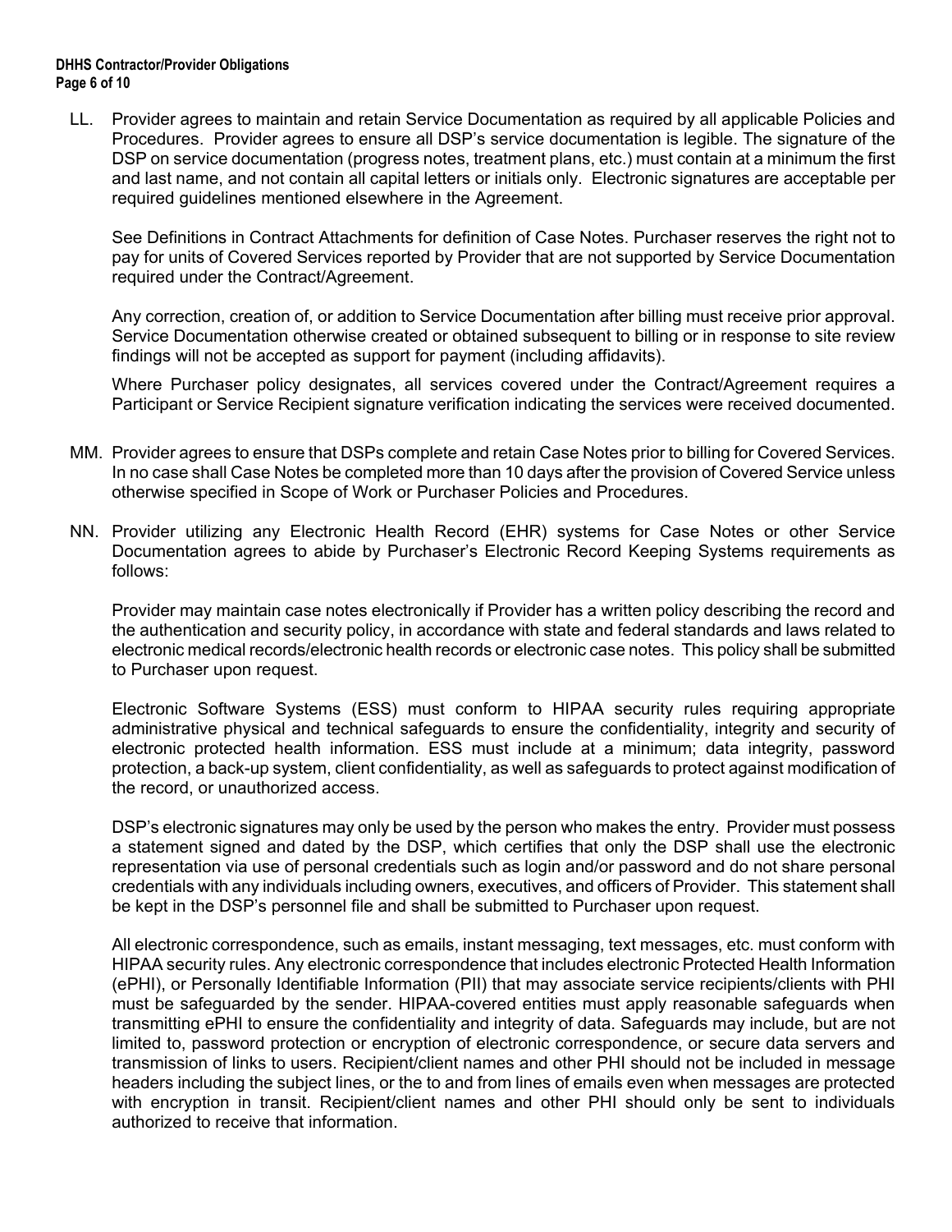LL. Provider agrees to maintain and retain Service Documentation as required by all applicable Policies and Procedures. Provider agrees to ensure all DSP's service documentation is legible. The signature of the DSP on service documentation (progress notes, treatment plans, etc.) must contain at a minimum the first and last name, and not contain all capital letters or initials only. Electronic signatures are acceptable per required guidelines mentioned elsewhere in the Agreement.

See Definitions in Contract Attachments for definition of Case Notes. Purchaser reserves the right not to pay for units of Covered Services reported by Provider that are not supported by Service Documentation required under the Contract/Agreement.

Any correction, creation of, or addition to Service Documentation after billing must receive prior approval. Service Documentation otherwise created or obtained subsequent to billing or in response to site review findings will not be accepted as support for payment (including affidavits).

Where Purchaser policy designates, all services covered under the Contract/Agreement requires a Participant or Service Recipient signature verification indicating the services were received documented.

MM. Provider agrees to ensure that DSPs complete and retain Case Notes prior to billing for Covered Services. In no case shall Case Notes be completed more than 10 days after the provision of Covered Service unless otherwise specified in Scope of Work or Purchaser Policies and Procedures.

NN. Provider utilizing any Electronic Health Record (EHR) systems for Case Notes or other Service Documentation agrees to abide by Purchaser's Electronic Record Keeping Systems requirements as follows:

Provider may maintain case notes electronically if Provider has a written policy describing the record and the authentication and security policy, in accordance with state and federal standards and laws related to electronic medical records/electronic health records or electronic case notes. This policy shall be submitted to Purchaser upon request.

Electronic Software Systems (ESS) must conform to HIPAA security rules requiring appropriate administrative physical and technical safeguards to ensure the confidentiality, integrity and security of electronic protected health information. ESS must include at a minimum; data integrity, password protection, a back-up system, client confidentiality, as well as safeguards to protect against modification of the record, or unauthorized access.

DSP's electronic signatures may only be used by the person who makes the entry. Provider must possess a statement signed and dated by the DSP, which certifies that only the DSP shall use the electronic representation via use of personal credentials such as login and/or password and do not share personal credentials with any individuals including owners, executives, and officers of Provider. This statement shall be kept in the DSP's personnel file and shall be submitted to Purchaser upon request.

All electronic correspondence, such as emails, instant messaging, text messages, etc. must conform with HIPAA security rules. Any electronic correspondence that includes electronic Protected Health Information (ePHI), or Personally Identifiable Information (PII) that may associate service recipients/clients with PHI must be safeguarded by the sender. HIPAA-covered entities must apply reasonable safeguards when transmitting ePHI to ensure the confidentiality and integrity of data. Safeguards may include, but are not limited to, password protection or encryption of electronic correspondence, or secure data servers and transmission of links to users. Recipient/client names and other PHI should not be included in message headers including the subject lines, or the to and from lines of emails even when messages are protected with encryption in transit. Recipient/client names and other PHI should only be sent to individuals authorized to receive that information.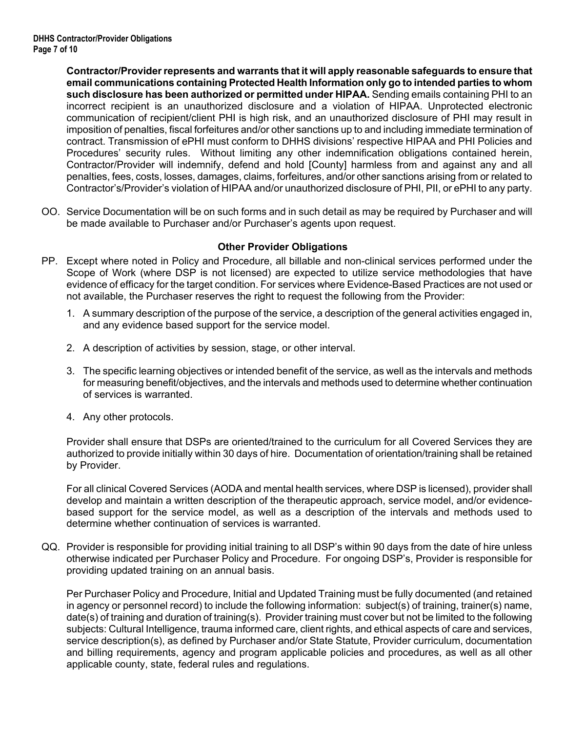**Contractor/Provider represents and warrants that it will apply reasonable safeguards to ensure that email communications containing Protected Health Information only go to intended parties to whom such disclosure has been authorized or permitted under HIPAA.** Sending emails containing PHI to an incorrect recipient is an unauthorized disclosure and a violation of HIPAA. Unprotected electronic communication of recipient/client PHI is high risk, and an unauthorized disclosure of PHI may result in imposition of penalties, fiscal forfeitures and/or other sanctions up to and including immediate termination of contract. Transmission of ePHI must conform to DHHS divisions' respective HIPAA and PHI Policies and Procedures' security rules. Without limiting any other indemnification obligations contained herein, Contractor/Provider will indemnify, defend and hold [County] harmless from and against any and all penalties, fees, costs, losses, damages, claims, forfeitures, and/or other sanctions arising from or related to Contractor's/Provider's violation of HIPAA and/or unauthorized disclosure of PHI, PII, or ePHI to any party.

OO. Service Documentation will be on such forms and in such detail as may be required by Purchaser and will be made available to Purchaser and/or Purchaser's agents upon request.

### Other Provider Obligations

PP. Except where noted in Policy and Procedure, all billable and non-clinical services performed under the Scope of Work (where DSP is not licensed) are expected to utilize service methodologies that have evidence of efficacy for the target condition. For services where Evidence-Based Practices are not used or not available, the Purchaser reserves the right to request the following from the Provider:

1. A summary description of the purpose of the service, a description of the general activities engaged in, and any evidence based support for the service model.
2. A description of activities by session, stage, or other interval.
3. The specific learning objectives or intended benefit of the service, as well as the intervals and methods for measuring benefit/objectives, and the intervals and methods used to determine whether continuation of services is warranted.
4. Any other protocols.

Provider shall ensure that DSPs are oriented/trained to the curriculum for all Covered Services they are authorized to provide initially within 30 days of hire. Documentation of orientation/training shall be retained by Provider.

For all clinical Covered Services (AODA and mental health services, where DSP is licensed), provider shall develop and maintain a written description of the therapeutic approach, service model, and/or evidence-based support for the service model, as well as a description of the intervals and methods used to determine whether continuation of services is warranted.

QQ. Provider is responsible for providing initial training to all DSP's within 90 days from the date of hire unless otherwise indicated per Purchaser Policy and Procedure. For ongoing DSP's, Provider is responsible for providing updated training on an annual basis.

Per Purchaser Policy and Procedure, Initial and Updated Training must be fully documented (and retained in agency or personnel record) to include the following information: subject(s) of training, trainer(s) name, date(s) of training and duration of training(s). Provider training must cover but not be limited to the following subjects: Cultural Intelligence, trauma informed care, client rights, and ethical aspects of care and services, service description(s), as defined by Purchaser and/or State Statute, Provider curriculum, documentation and billing requirements, agency and program applicable policies and procedures, as well as all other applicable county, state, federal rules and regulations.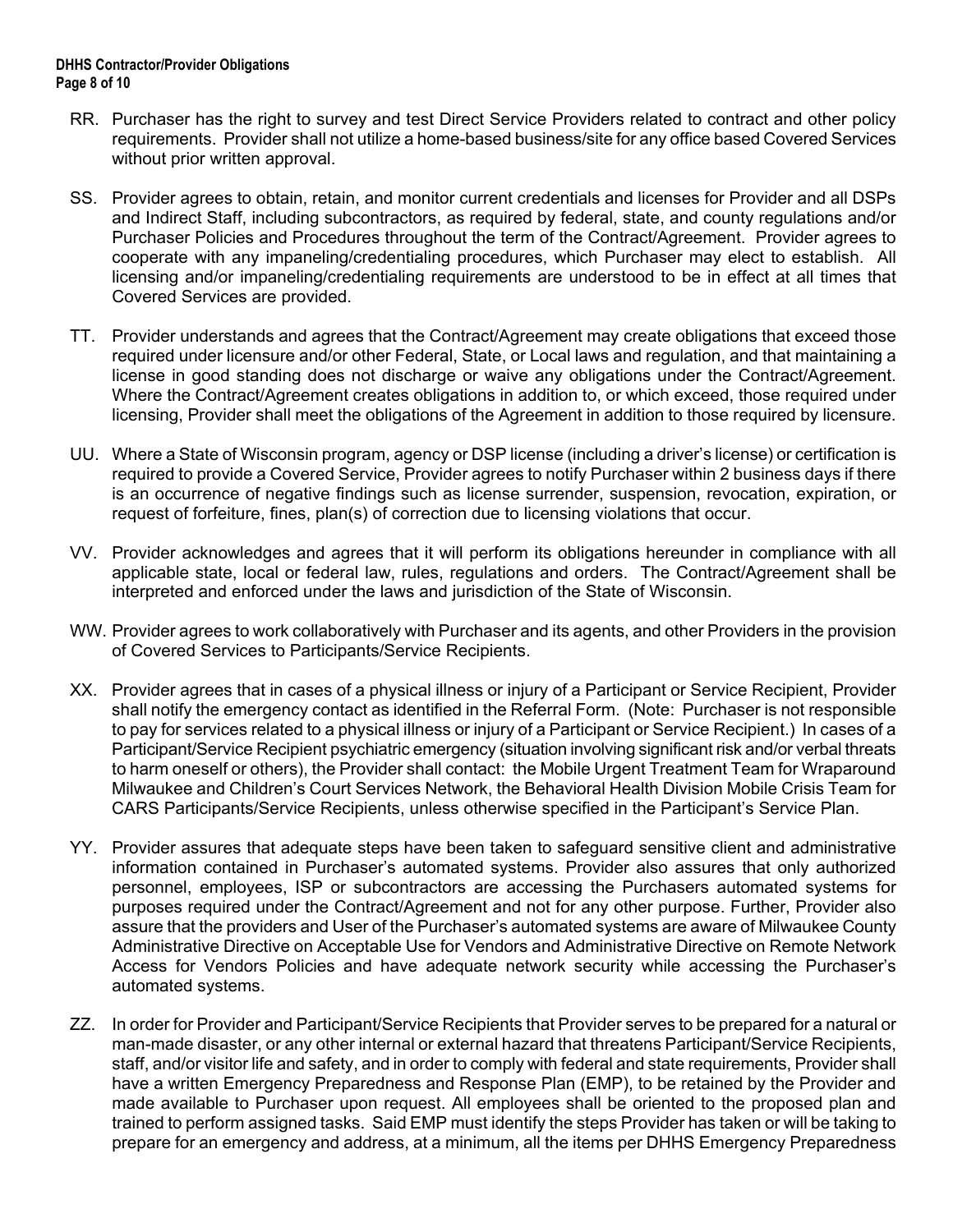RR. Purchaser has the right to survey and test Direct Service Providers related to contract and other policy requirements. Provider shall not utilize a home-based business/site for any office based Covered Services without prior written approval.

SS. Provider agrees to obtain, retain, and monitor current credentials and licenses for Provider and all DSPs and Indirect Staff, including subcontractors, as required by federal, state, and county regulations and/or Purchaser Policies and Procedures throughout the term of the Contract/Agreement. Provider agrees to cooperate with any impaneling/credentialing procedures, which Purchaser may elect to establish. All licensing and/or impaneling/credentialing requirements are understood to be in effect at all times that Covered Services are provided.

TT. Provider understands and agrees that the Contract/Agreement may create obligations that exceed those required under licensure and/or other Federal, State, or Local laws and regulation, and that maintaining a license in good standing does not discharge or waive any obligations under the Contract/Agreement. Where the Contract/Agreement creates obligations in addition to, or which exceed, those required under licensing, Provider shall meet the obligations of the Agreement in addition to those required by licensure.

UU. Where a State of Wisconsin program, agency or DSP license (including a driver's license) or certification is required to provide a Covered Service, Provider agrees to notify Purchaser within 2 business days if there is an occurrence of negative findings such as license surrender, suspension, revocation, expiration, or request of forfeiture, fines, plan(s) of correction due to licensing violations that occur.

VV. Provider acknowledges and agrees that it will perform its obligations hereunder in compliance with all applicable state, local or federal law, rules, regulations and orders. The Contract/Agreement shall be interpreted and enforced under the laws and jurisdiction of the State of Wisconsin.

WW. Provider agrees to work collaboratively with Purchaser and its agents, and other Providers in the provision of Covered Services to Participants/Service Recipients.

XX. Provider agrees that in cases of a physical illness or injury of a Participant or Service Recipient, Provider shall notify the emergency contact as identified in the Referral Form. (Note: Purchaser is not responsible to pay for services related to a physical illness or injury of a Participant or Service Recipient.) In cases of a Participant/Service Recipient psychiatric emergency (situation involving significant risk and/or verbal threats to harm oneself or others), the Provider shall contact: the Mobile Urgent Treatment Team for Wraparound Milwaukee and Children's Court Services Network, the Behavioral Health Division Mobile Crisis Team for CARS Participants/Service Recipients, unless otherwise specified in the Participant's Service Plan.

YY. Provider assures that adequate steps have been taken to safeguard sensitive client and administrative information contained in Purchaser's automated systems. Provider also assures that only authorized personnel, employees, ISP or subcontractors are accessing the Purchasers automated systems for purposes required under the Contract/Agreement and not for any other purpose. Further, Provider also assure that the providers and User of the Purchaser's automated systems are aware of Milwaukee County Administrative Directive on Acceptable Use for Vendors and Administrative Directive on Remote Network Access for Vendors Policies and have adequate network security while accessing the Purchaser's automated systems.

ZZ. In order for Provider and Participant/Service Recipients that Provider serves to be prepared for a natural or man-made disaster, or any other internal or external hazard that threatens Participant/Service Recipients, staff, and/or visitor life and safety, and in order to comply with federal and state requirements, Provider shall have a written Emergency Preparedness and Response Plan (EMP), to be retained by the Provider and made available to Purchaser upon request. All employees shall be oriented to the proposed plan and trained to perform assigned tasks. Said EMP must identify the steps Provider has taken or will be taking to prepare for an emergency and address, at a minimum, all the items per DHHS Emergency Preparedness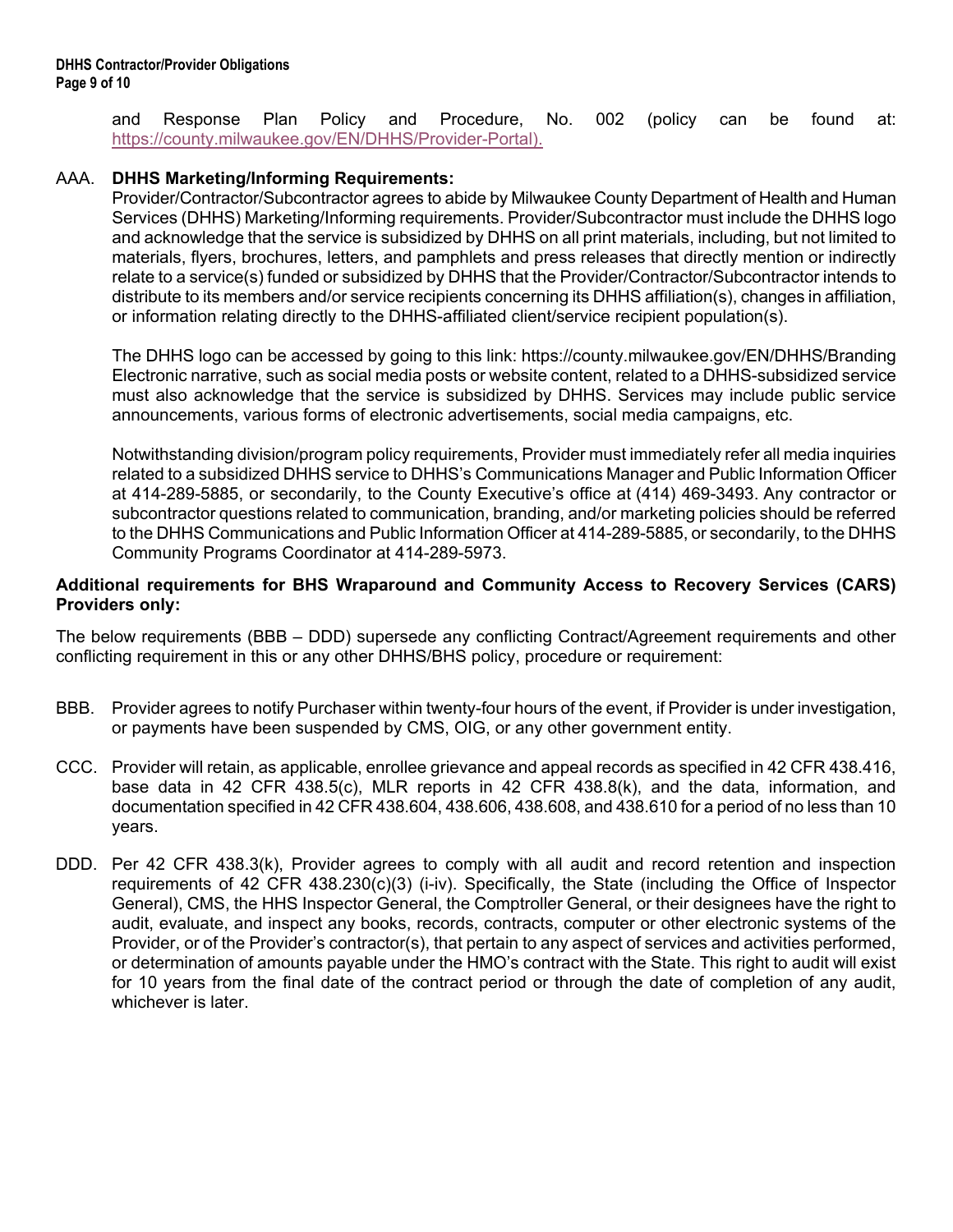and Response Plan Policy and Procedure, No. 002 (policy can be found at: https://county.milwaukee.gov/EN/DHHS/Provider-Portal).

AAA. **DHHS Marketing/Informing Requirements:**
Provider/Contractor/Subcontractor agrees to abide by Milwaukee County Department of Health and Human Services (DHHS) Marketing/Informing requirements. Provider/Subcontractor must include the DHHS logo and acknowledge that the service is subsidized by DHHS on all print materials, including, but not limited to materials, flyers, brochures, letters, and pamphlets and press releases that directly mention or indirectly relate to a service(s) funded or subsidized by DHHS that the Provider/Contractor/Subcontractor intends to distribute to its members and/or service recipients concerning its DHHS affiliation(s), changes in affiliation, or information relating directly to the DHHS-affiliated client/service recipient population(s).

The DHHS logo can be accessed by going to this link: https://county.milwaukee.gov/EN/DHHS/Branding Electronic narrative, such as social media posts or website content, related to a DHHS-subsidized service must also acknowledge that the service is subsidized by DHHS. Services may include public service announcements, various forms of electronic advertisements, social media campaigns, etc.

Notwithstanding division/program policy requirements, Provider must immediately refer all media inquiries related to a subsidized DHHS service to DHHS's Communications Manager and Public Information Officer at 414-289-5885, or secondarily, to the County Executive's office at (414) 469-3493. Any contractor or subcontractor questions related to communication, branding, and/or marketing policies should be referred to the DHHS Communications and Public Information Officer at 414-289-5885, or secondarily, to the DHHS Community Programs Coordinator at 414-289-5973.

**Additional requirements for BHS Wraparound and Community Access to Recovery Services (CARS) Providers only:**

The below requirements (BBB – DDD) supersede any conflicting Contract/Agreement requirements and other conflicting requirement in this or any other DHHS/BHS policy, procedure or requirement:

BBB. Provider agrees to notify Purchaser within twenty-four hours of the event, if Provider is under investigation, or payments have been suspended by CMS, OIG, or any other government entity.

CCC. Provider will retain, as applicable, enrollee grievance and appeal records as specified in 42 CFR 438.416, base data in 42 CFR 438.5(c), MLR reports in 42 CFR 438.8(k), and the data, information, and documentation specified in 42 CFR 438.604, 438.606, 438.608, and 438.610 for a period of no less than 10 years.

DDD. Per 42 CFR 438.3(k), Provider agrees to comply with all audit and record retention and inspection requirements of 42 CFR 438.230(c)(3) (i-iv). Specifically, the State (including the Office of Inspector General), CMS, the HHS Inspector General, the Comptroller General, or their designees have the right to audit, evaluate, and inspect any books, records, contracts, computer or other electronic systems of the Provider, or of the Provider's contractor(s), that pertain to any aspect of services and activities performed, or determination of amounts payable under the HMO's contract with the State. This right to audit will exist for 10 years from the final date of the contract period or through the date of completion of any audit, whichever is later.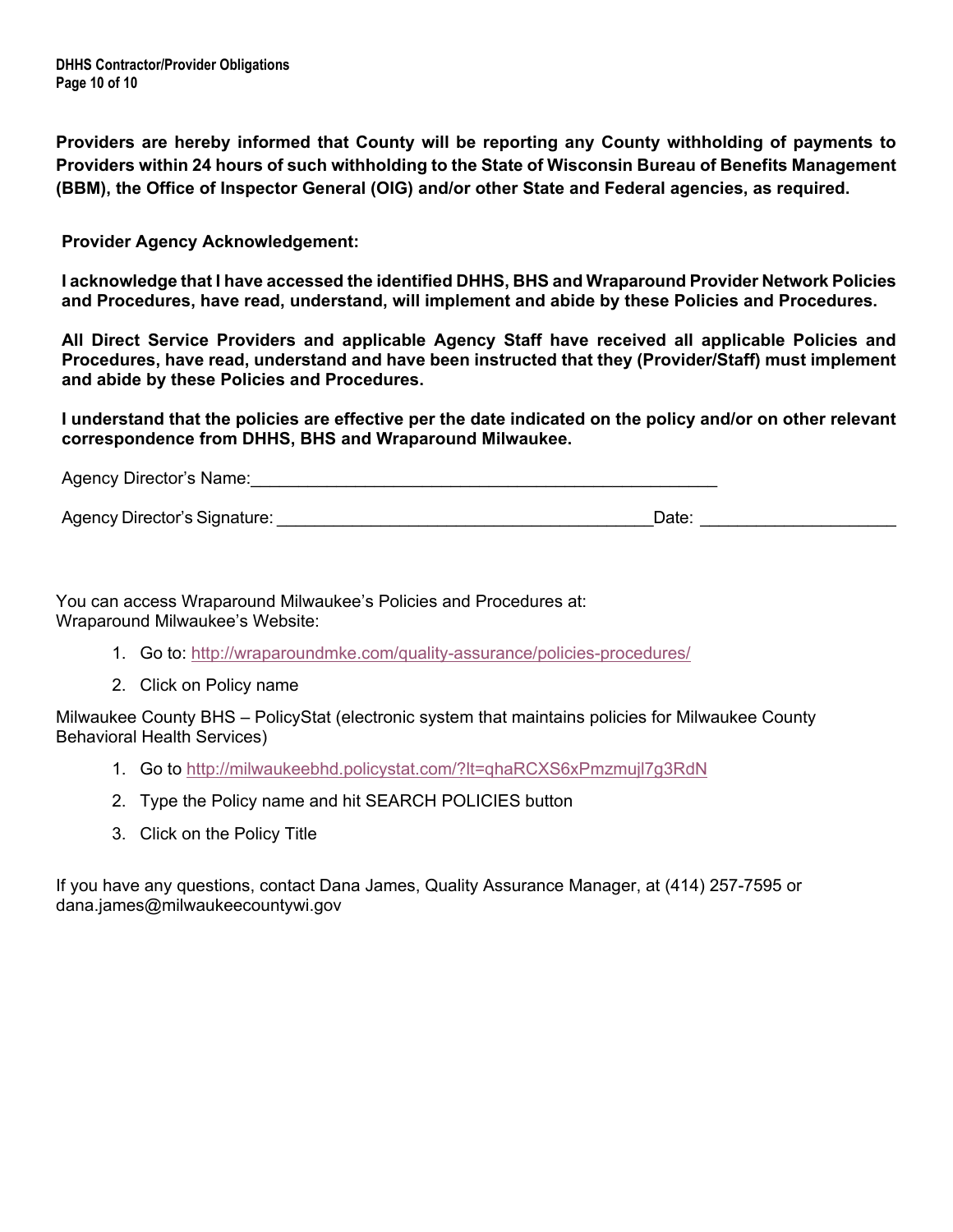**Providers are hereby informed that County will be reporting any County withholding of payments to Providers within 24 hours of such withholding to the State of Wisconsin Bureau of Benefits Management (BBM), the Office of Inspector General (OIG) and/or other State and Federal agencies, as required.**

**Provider Agency Acknowledgement:**

**I acknowledge that I have accessed the identified DHHS, BHS and Wraparound Provider Network Policies and Procedures, have read, understand, will implement and abide by these Policies and Procedures.**

**All Direct Service Providers and applicable Agency Staff have received all applicable Policies and Procedures, have read, understand and have been instructed that they (Provider/Staff) must implement and abide by these Policies and Procedures.**

**I understand that the policies are effective per the date indicated on the policy and/or on other relevant correspondence from DHHS, BHS and Wraparound Milwaukee.**

Agency Director's Name:___________________________________________________

Agency Director's Signature: ________________________________________Date: ____________________

You can access Wraparound Milwaukee's Policies and Procedures at:
Wraparound Milwaukee's Website:

1. Go to: http://wraparoundmke.com/quality-assurance/policies-procedures/
2. Click on Policy name

Milwaukee County BHS – PolicyStat (electronic system that maintains policies for Milwaukee County Behavioral Health Services)

1. Go to http://milwaukeebhd.policystat.com/?lt=qhaRCXS6xPmzmujl7g3RdN
2. Type the Policy name and hit SEARCH POLICIES button
3. Click on the Policy Title

If you have any questions, contact Dana James, Quality Assurance Manager, at (414) 257-7595 or dana.james@milwaukeecountywi.gov